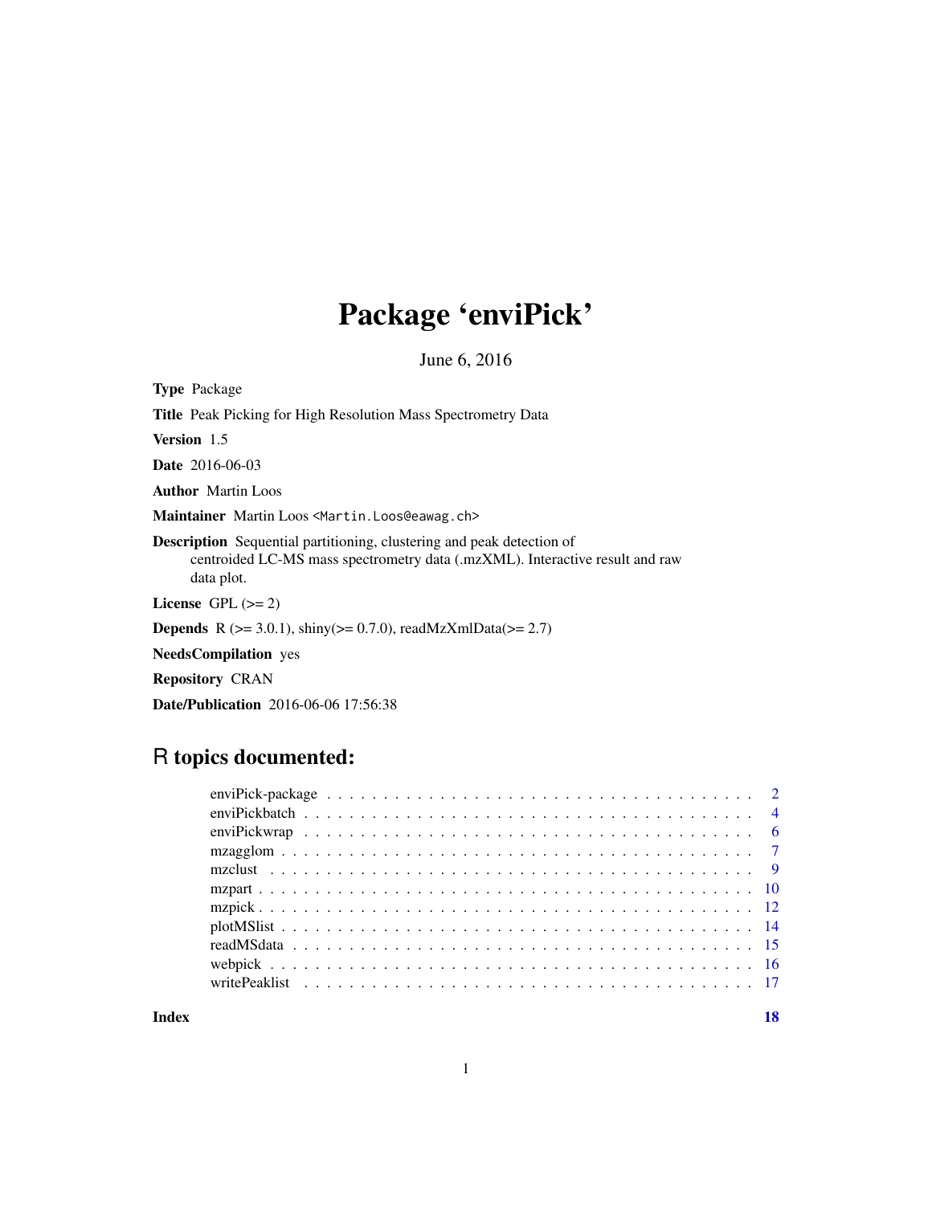# Package 'enviPick'

June 6, 2016

**Type** Package

**Title** Peak Picking for High Resolution Mass Spectrometry Data

**Version** 1.5

**Date** 2016-06-03

**Author** Martin Loos

**Maintainer** Martin Loos <Martin.Loos@eawag.ch>

**Description** Sequential partitioning, clustering and peak detection of centroided LC-MS mass spectrometry data (.mzXML). Interactive result and raw data plot.

**License** GPL (>= 2)

**Depends** R (>= 3.0.1), shiny(>= 0.7.0), readMzXmlData(>= 2.7)

**NeedsCompilation** yes

**Repository** CRAN

**Date/Publication** 2016-06-06 17:56:38

## R topics documented:

| | |
|---|---|
| enviPick-package | 2 |
| enviPickbatch | 4 |
| enviPickwrap | 6 |
| mzagglom | 7 |
| mzclust | 9 |
| mzpart | 10 |
| mzpick | 12 |
| plotMSlist | 14 |
| readMSdata | 15 |
| webpick | 16 |
| writePeaklist | 17 |
| **Index** | **18** |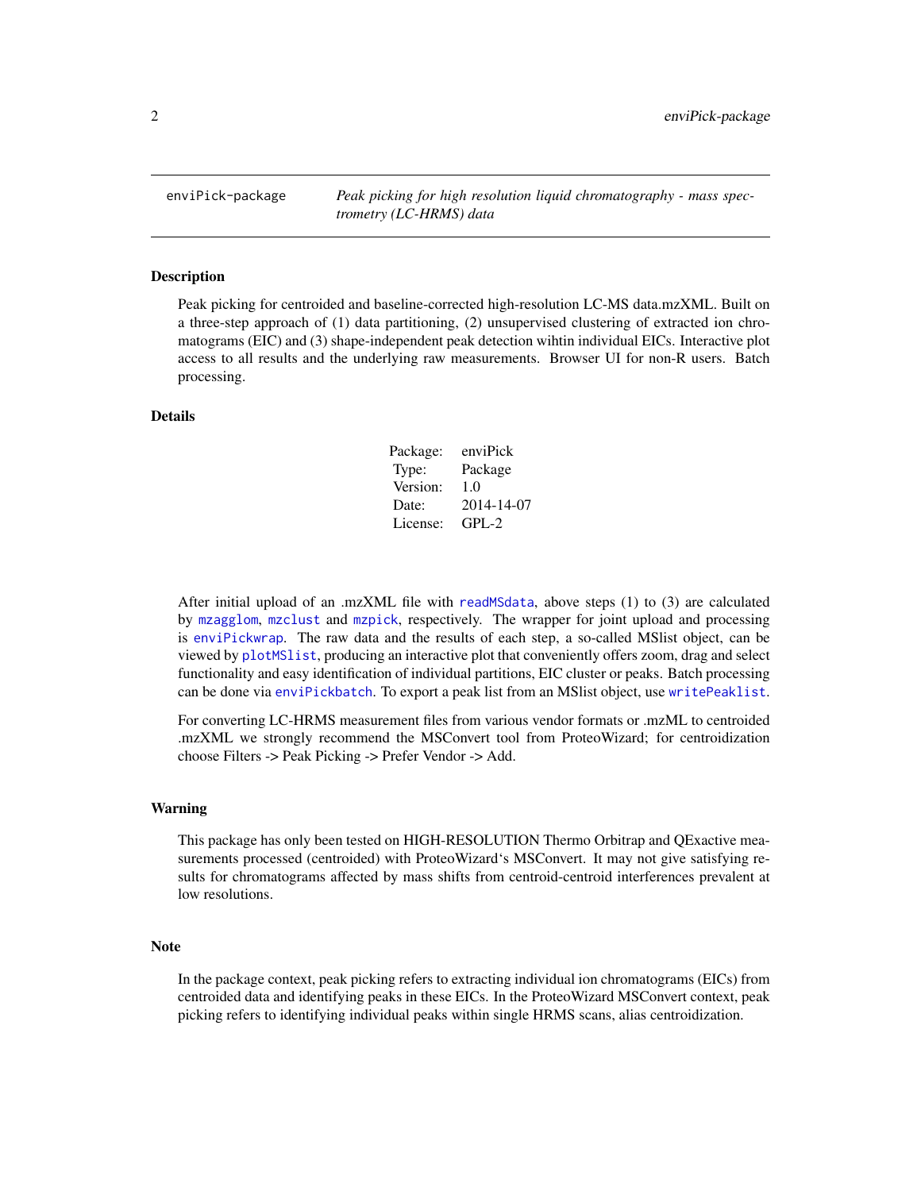enviPick-package *Peak picking for high resolution liquid chromatography - mass spectrometry (LC-HRMS) data*

## Description

Peak picking for centroided and baseline-corrected high-resolution LC-MS data.mzXML. Built on a three-step approach of (1) data partitioning, (2) unsupervised clustering of extracted ion chromatograms (EIC) and (3) shape-independent peak detection wihtin individual EICs. Interactive plot access to all results and the underlying raw measurements. Browser UI for non-R users. Batch processing.

## Details

| | |
|---|---|
| Package: | enviPick |
| Type: | Package |
| Version: | 1.0 |
| Date: | 2014-14-07 |
| License: | GPL-2 |

After initial upload of an .mzXML file with `readMSdata`, above steps (1) to (3) are calculated by `mzagglom`, `mzclust` and `mzpick`, respectively. The wrapper for joint upload and processing is `enviPickwrap`. The raw data and the results of each step, a so-called MSlist object, can be viewed by `plotMSlist`, producing an interactive plot that conveniently offers zoom, drag and select functionality and easy identification of individual partitions, EIC cluster or peaks. Batch processing can be done via `enviPickbatch`. To export a peak list from an MSlist object, use `writePeaklist`.

For converting LC-HRMS measurement files from various vendor formats or .mzML to centroided .mzXML we strongly recommend the MSConvert tool from ProteoWizard; for centroidization choose Filters -> Peak Picking -> Prefer Vendor -> Add.

## Warning

This package has only been tested on HIGH-RESOLUTION Thermo Orbitrap and QExactive measurements processed (centroided) with ProteoWizard's MSConvert. It may not give satisfying results for chromatograms affected by mass shifts from centroid-centroid interferences prevalent at low resolutions.

## Note

In the package context, peak picking refers to extracting individual ion chromatograms (EICs) from centroided data and identifying peaks in these EICs. In the ProteoWizard MSConvert context, peak picking refers to identifying individual peaks within single HRMS scans, alias centroidization.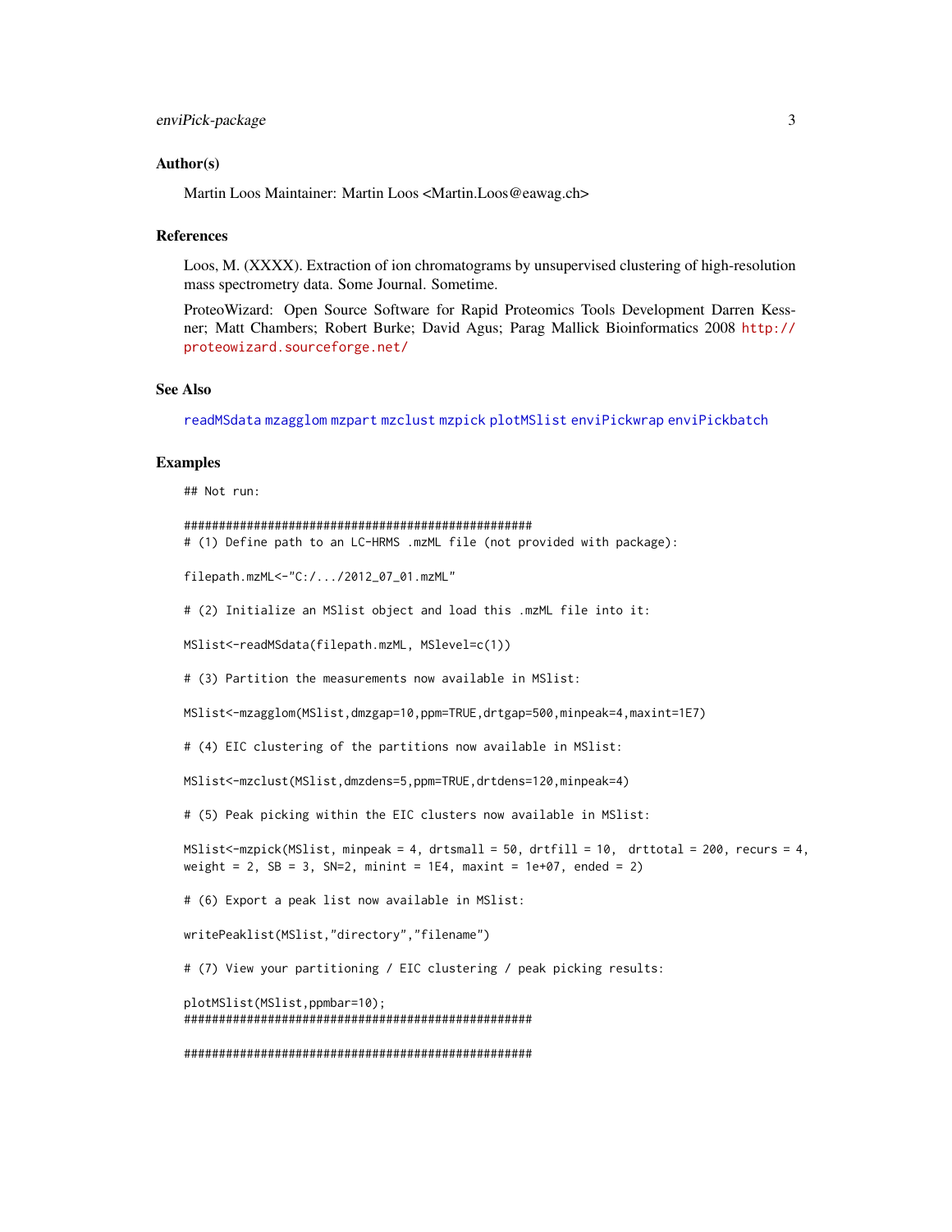## Author(s)

Martin Loos Maintainer: Martin Loos <Martin.Loos@eawag.ch>

## References

Loos, M. (XXXX). Extraction of ion chromatograms by unsupervised clustering of high-resolution mass spectrometry data. Some Journal. Sometime.

ProteoWizard: Open Source Software for Rapid Proteomics Tools Development Darren Kessner; Matt Chambers; Robert Burke; David Agus; Parag Mallick Bioinformatics 2008 http://proteowizard.sourceforge.net/

## See Also

readMSdata mzagglom mzpart mzclust mzpick plotMSlist enviPickwrap enviPickbatch

## Examples

```
## Not run:

####################################################
# (1) Define path to an LC-HRMS .mzML file (not provided with package):

filepath.mzML<-"C:/.../2012_07_01.mzML"

# (2) Initialize an MSlist object and load this .mzML file into it:

MSlist<-readMSdata(filepath.mzML, MSlevel=c(1))

# (3) Partition the measurements now available in MSlist:

MSlist<-mzagglom(MSlist,dmzgap=10,ppm=TRUE,drtgap=500,minpeak=4,maxint=1E7)

# (4) EIC clustering of the partitions now available in MSlist:

MSlist<-mzclust(MSlist,dmzdens=5,ppm=TRUE,drtdens=120,minpeak=4)

# (5) Peak picking within the EIC clusters now available in MSlist:

MSlist<-mzpick(MSlist, minpeak = 4, drtsmall = 50, drtfill = 10,  drttotal = 200, recurs = 4,
weight = 2, SB = 3, SN=2, minint = 1E4, maxint = 1e+07, ended = 2)

# (6) Export a peak list now available in MSlist:

writePeaklist(MSlist,"directory","filename")

# (7) View your partitioning / EIC clustering / peak picking results:

plotMSlist(MSlist,ppmbar=10);
####################################################

####################################################
```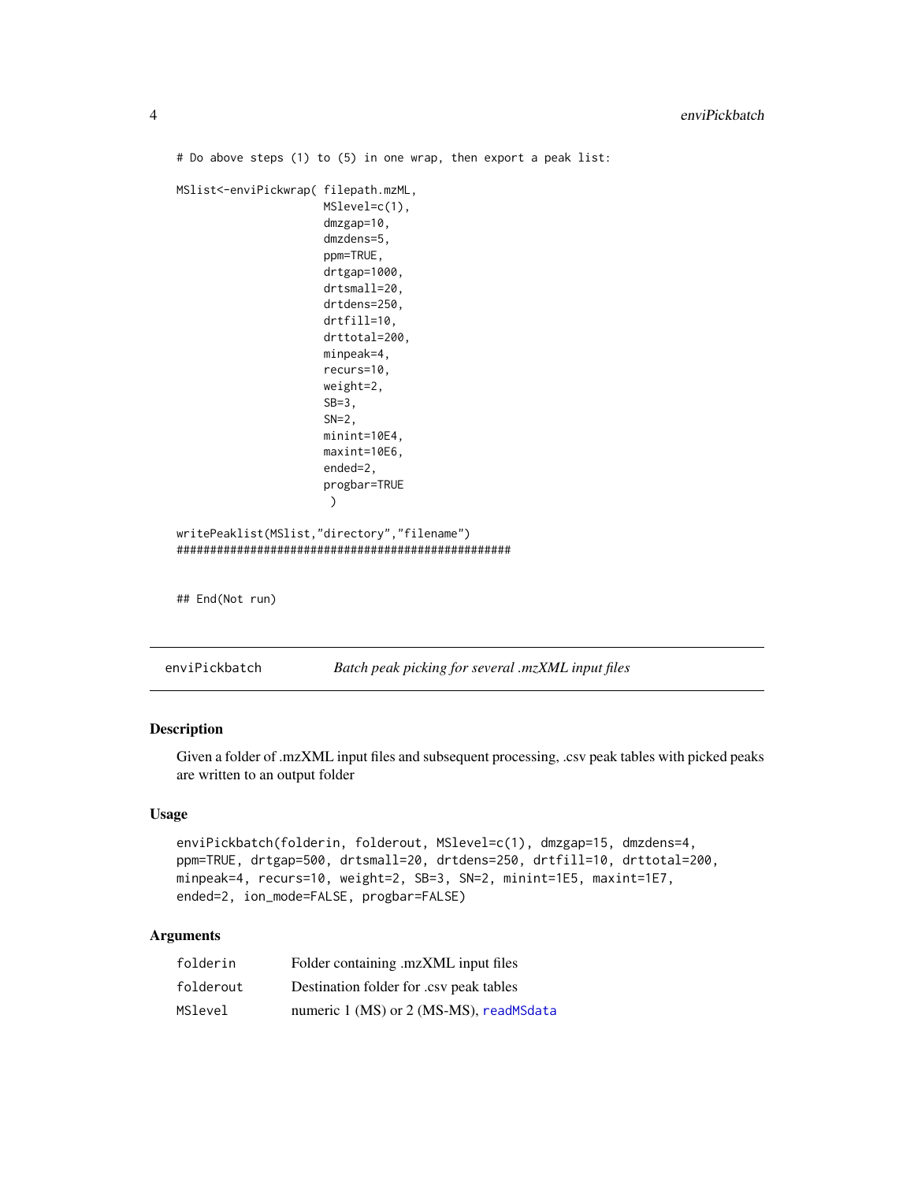```
# Do above steps (1) to (5) in one wrap, then export a peak list:

MSlist<-enviPickwrap( filepath.mzML,
                      MSlevel=c(1),
                      dmzgap=10,
                      dmzdens=5,
                      ppm=TRUE,
                      drtgap=1000,
                      drtsmall=20,
                      drtdens=250,
                      drtfill=10,
                      drttotal=200,
                      minpeak=4,
                      recurs=10,
                      weight=2,
                      SB=3,
                      SN=2,
                      minint=10E4,
                      maxint=10E6,
                      ended=2,
                      progbar=TRUE
                       )

writePeaklist(MSlist,"directory","filename")
###################################################


## End(Not run)
```

## enviPickbatch — *Batch peak picking for several .mzXML input files*

### Description

Given a folder of .mzXML input files and subsequent processing, .csv peak tables with picked peaks are written to an output folder

### Usage

```
enviPickbatch(folderin, folderout, MSlevel=c(1), dmzgap=15, dmzdens=4,
ppm=TRUE, drtgap=500, drtsmall=20, drtdens=250, drtfill=10, drttotal=200,
minpeak=4, recurs=10, weight=2, SB=3, SN=2, minint=1E5, maxint=1E7,
ended=2, ion_mode=FALSE, progbar=FALSE)
```

### Arguments

| | |
|---|---|
| `folderin` | Folder containing .mzXML input files |
| `folderout` | Destination folder for .csv peak tables |
| `MSlevel` | numeric 1 (MS) or 2 (MS-MS), `readMSdata` |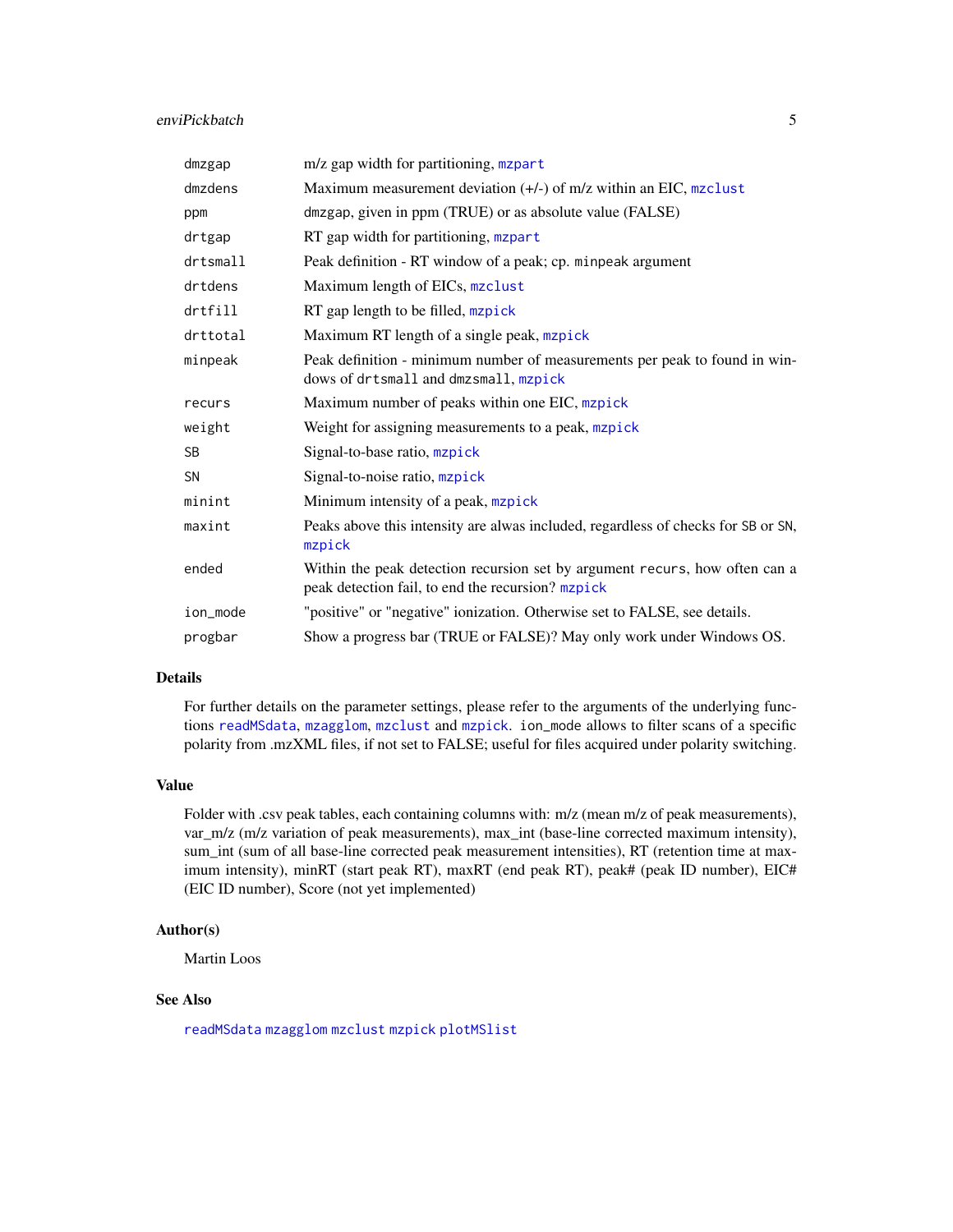| | |
|---|---|
| `dmzgap` | m/z gap width for partitioning, `mzpart` |
| `dmzdens` | Maximum measurement deviation (+/-) of m/z within an EIC, `mzclust` |
| `ppm` | `dmzgap`, given in ppm (TRUE) or as absolute value (FALSE) |
| `drtgap` | RT gap width for partitioning, `mzpart` |
| `drtsmall` | Peak definition - RT window of a peak; cp. `minpeak` argument |
| `drtdens` | Maximum length of EICs, `mzclust` |
| `drtfill` | RT gap length to be filled, `mzpick` |
| `drttotal` | Maximum RT length of a single peak, `mzpick` |
| `minpeak` | Peak definition - minimum number of measurements per peak to found in windows of `drtsmall` and `dmzsmall`, `mzpick` |
| `recurs` | Maximum number of peaks within one EIC, `mzpick` |
| `weight` | Weight for assigning measurements to a peak, `mzpick` |
| `SB` | Signal-to-base ratio, `mzpick` |
| `SN` | Signal-to-noise ratio, `mzpick` |
| `minint` | Minimum intensity of a peak, `mzpick` |
| `maxint` | Peaks above this intensity are alwas included, regardless of checks for `SB` or `SN`, `mzpick` |
| `ended` | Within the peak detection recursion set by argument `recurs`, how often can a peak detection fail, to end the recursion? `mzpick` |
| `ion_mode` | "positive" or "negative" ionization. Otherwise set to FALSE, see details. |
| `progbar` | Show a progress bar (TRUE or FALSE)? May only work under Windows OS. |

## Details

For further details on the parameter settings, please refer to the arguments of the underlying functions `readMSdata`, `mzagglom`, `mzclust` and `mzpick`. `ion_mode` allows to filter scans of a specific polarity from .mzXML files, if not set to FALSE; useful for files acquired under polarity switching.

## Value

Folder with .csv peak tables, each containing columns with: m/z (mean m/z of peak measurements), var_m/z (m/z variation of peak measurements), max_int (base-line corrected maximum intensity), sum_int (sum of all base-line corrected peak measurement intensities), RT (retention time at maximum intensity), minRT (start peak RT), maxRT (end peak RT), peak# (peak ID number), EIC# (EIC ID number), Score (not yet implemented)

## Author(s)

Martin Loos

## See Also

`readMSdata` `mzagglom` `mzclust` `mzpick` `plotMSlist`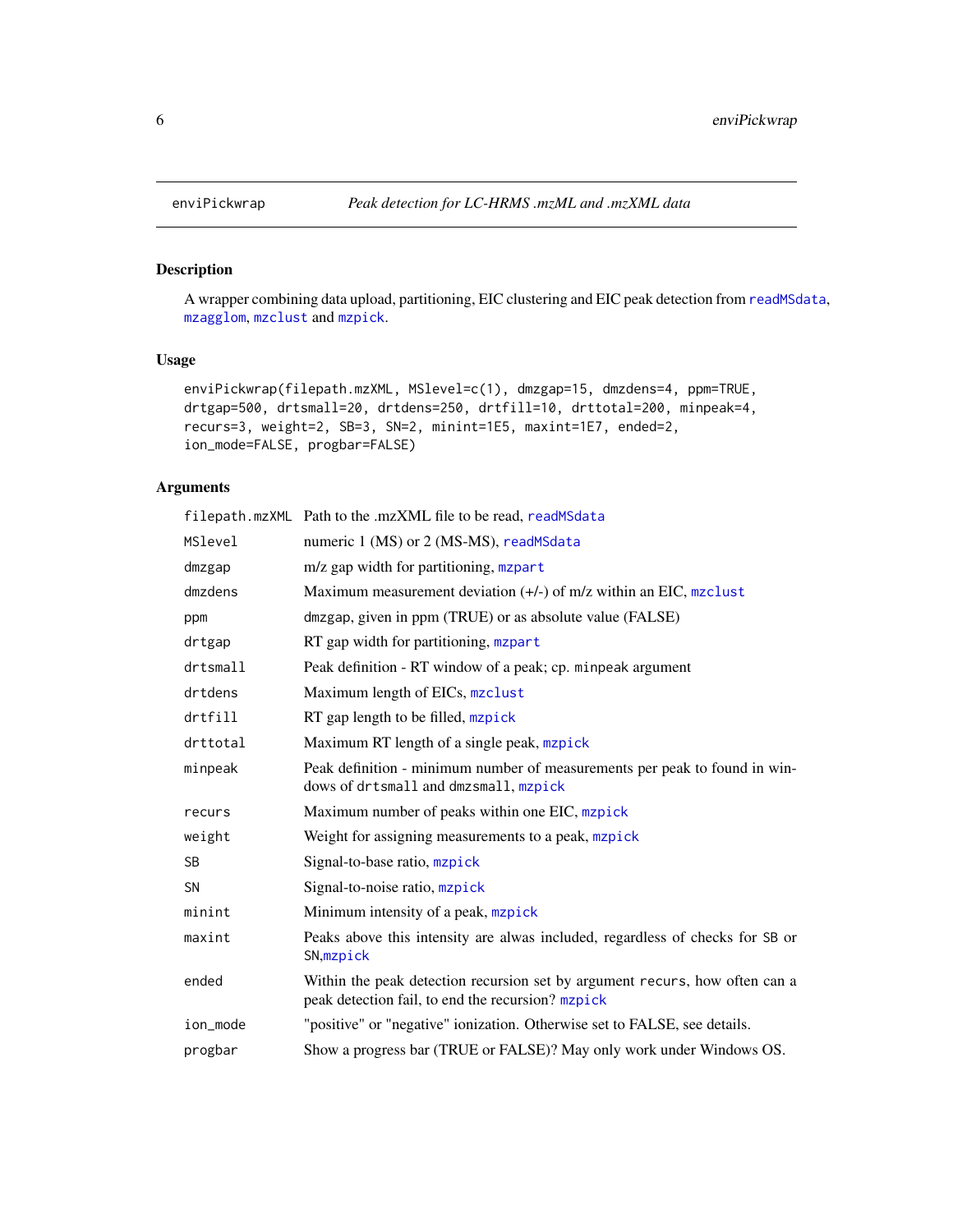enviPickwrap *Peak detection for LC-HRMS .mzML and .mzXML data*

## Description

A wrapper combining data upload, partitioning, EIC clustering and EIC peak detection from readMSdata, mzagglom, mzclust and mzpick.

## Usage

```
enviPickwrap(filepath.mzXML, MSlevel=c(1), dmzgap=15, dmzdens=4, ppm=TRUE,
drtgap=500, drtsmall=20, drtdens=250, drtfill=10, drttotal=200, minpeak=4,
recurs=3, weight=2, SB=3, SN=2, minint=1E5, maxint=1E7, ended=2,
ion_mode=FALSE, progbar=FALSE)
```

## Arguments

| | |
|---|---|
| filepath.mzXML | Path to the .mzXML file to be read, readMSdata |
| MSlevel | numeric 1 (MS) or 2 (MS-MS), readMSdata |
| dmzgap | m/z gap width for partitioning, mzpart |
| dmzdens | Maximum measurement deviation (+/-) of m/z within an EIC, mzclust |
| ppm | dmzgap, given in ppm (TRUE) or as absolute value (FALSE) |
| drtgap | RT gap width for partitioning, mzpart |
| drtsmall | Peak definition - RT window of a peak; cp. minpeak argument |
| drtdens | Maximum length of EICs, mzclust |
| drtfill | RT gap length to be filled, mzpick |
| drttotal | Maximum RT length of a single peak, mzpick |
| minpeak | Peak definition - minimum number of measurements per peak to found in windows of drtsmall and dmzsmall, mzpick |
| recurs | Maximum number of peaks within one EIC, mzpick |
| weight | Weight for assigning measurements to a peak, mzpick |
| SB | Signal-to-base ratio, mzpick |
| SN | Signal-to-noise ratio, mzpick |
| minint | Minimum intensity of a peak, mzpick |
| maxint | Peaks above this intensity are alwas included, regardless of checks for SB or SN,mzpick |
| ended | Within the peak detection recursion set by argument recurs, how often can a peak detection fail, to end the recursion? mzpick |
| ion_mode | "positive" or "negative" ionization. Otherwise set to FALSE, see details. |
| progbar | Show a progress bar (TRUE or FALSE)? May only work under Windows OS. |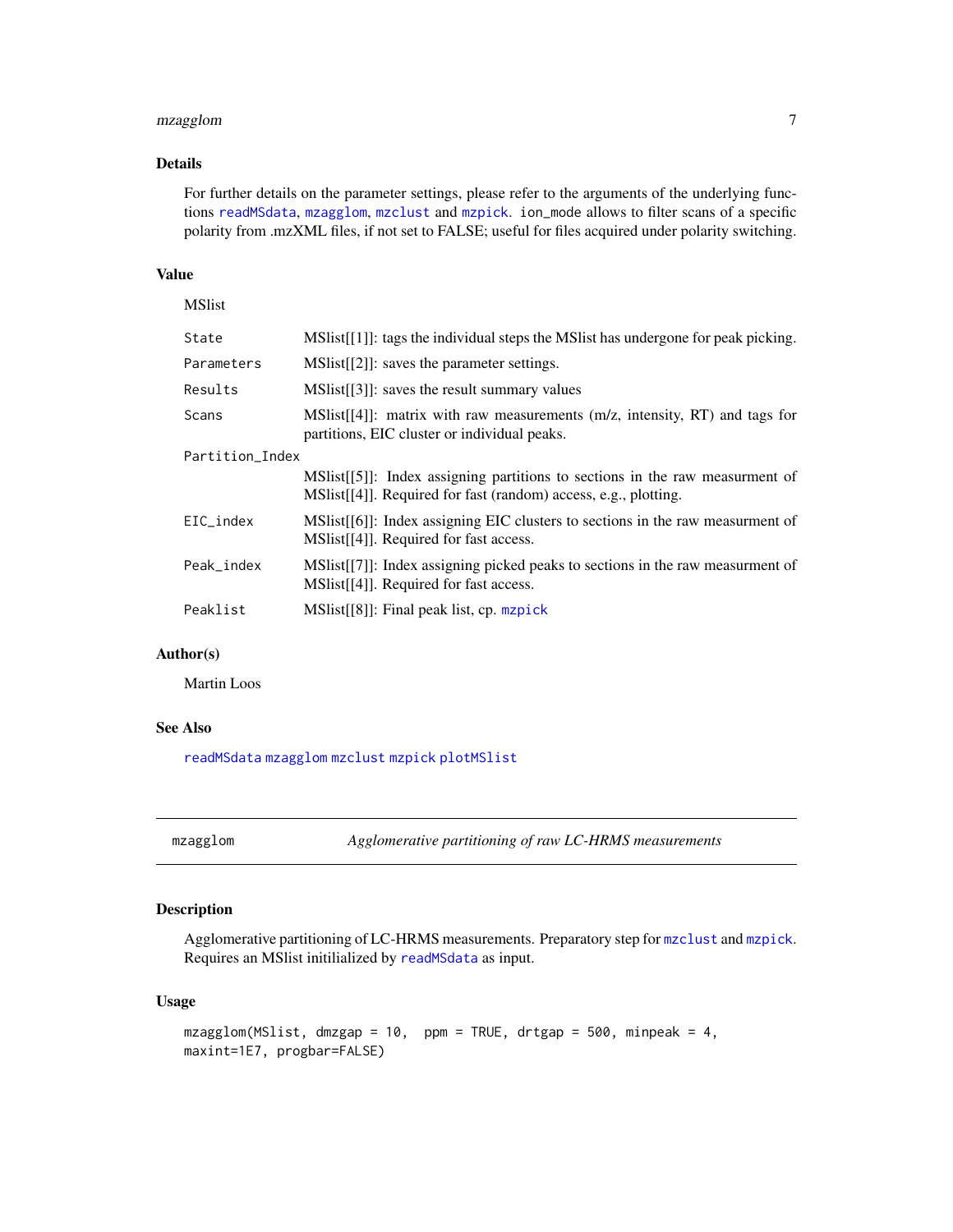### Details

For further details on the parameter settings, please refer to the arguments of the underlying functions `readMSdata`, `mzagglom`, `mzclust` and `mzpick`. `ion_mode` allows to filter scans of a specific polarity from .mzXML files, if not set to FALSE; useful for files acquired under polarity switching.

### Value

MSlist

| | |
|---|---|
| `State` | MSlist[[1]]: tags the individual steps the MSlist has undergone for peak picking. |
| `Parameters` | MSlist[[2]]: saves the parameter settings. |
| `Results` | MSlist[[3]]: saves the result summary values |
| `Scans` | MSlist[[4]]: matrix with raw measurements (m/z, intensity, RT) and tags for partitions, EIC cluster or individual peaks. |
| `Partition_Index` | MSlist[[5]]: Index assigning partitions to sections in the raw measurment of MSlist[[4]]. Required for fast (random) access, e.g., plotting. |
| `EIC_index` | MSlist[[6]]: Index assigning EIC clusters to sections in the raw measurment of MSlist[[4]]. Required for fast access. |
| `Peak_index` | MSlist[[7]]: Index assigning picked peaks to sections in the raw measurment of MSlist[[4]]. Required for fast access. |
| `Peaklist` | MSlist[[8]]: Final peak list, cp. `mzpick` |

### Author(s)

Martin Loos

### See Also

`readMSdata` `mzagglom` `mzclust` `mzpick` `plotMSlist`

---

## mzagglom — *Agglomerative partitioning of raw LC-HRMS measurements*

### Description

Agglomerative partitioning of LC-HRMS measurements. Preparatory step for `mzclust` and `mzpick`. Requires an MSlist initilialized by `readMSdata` as input.

### Usage

```
mzagglom(MSlist, dmzgap = 10,  ppm = TRUE, drtgap = 500, minpeak = 4,
maxint=1E7, progbar=FALSE)
```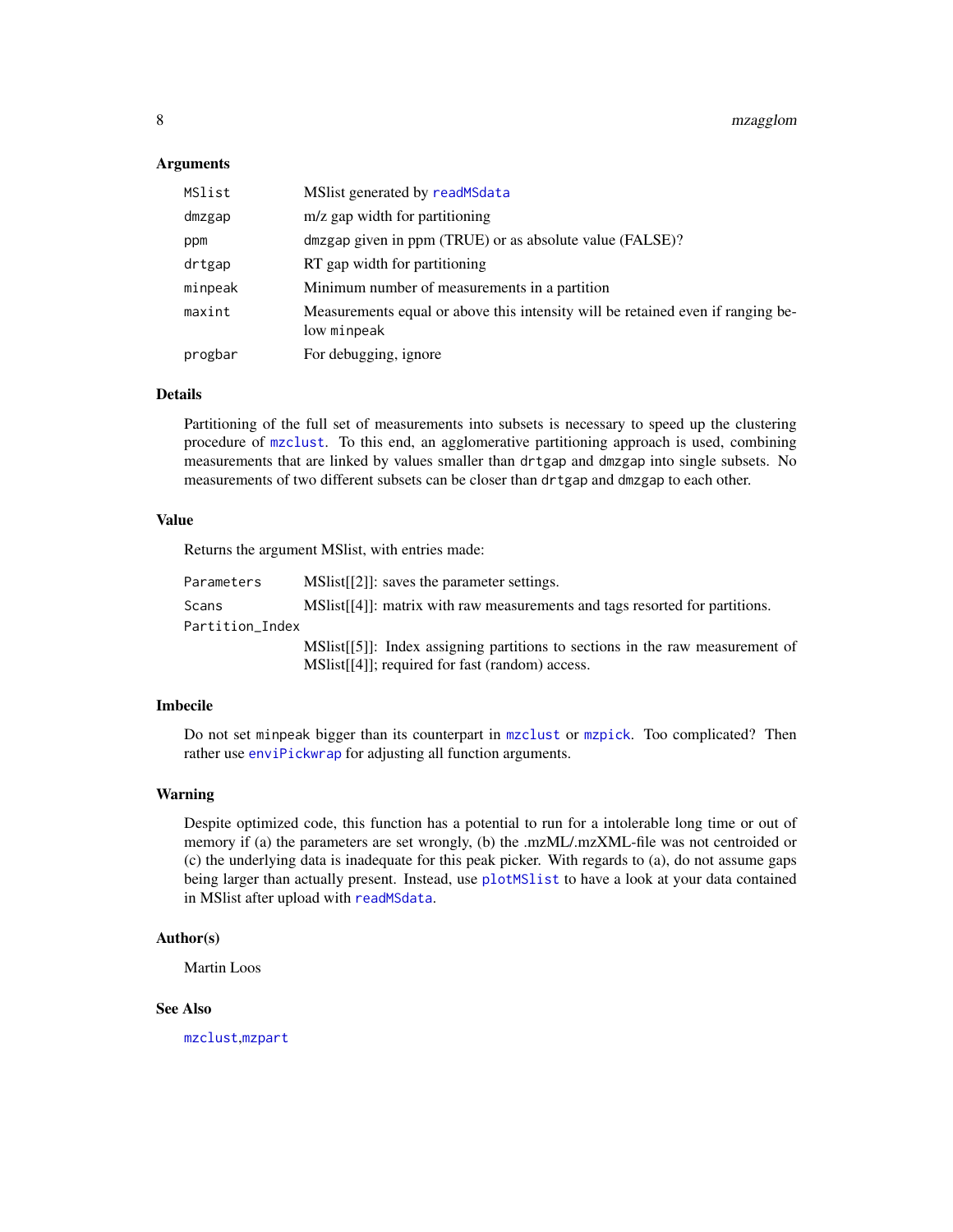### Arguments

| | |
|---|---|
| `MSlist` | MSlist generated by `readMSdata` |
| `dmzgap` | m/z gap width for partitioning |
| `ppm` | `dmzgap` given in ppm (TRUE) or as absolute value (FALSE)? |
| `drtgap` | RT gap width for partitioning |
| `minpeak` | Minimum number of measurements in a partition |
| `maxint` | Measurements equal or above this intensity will be retained even if ranging below `minpeak` |
| `progbar` | For debugging, ignore |

### Details

Partitioning of the full set of measurements into subsets is necessary to speed up the clustering procedure of `mzclust`. To this end, an agglomerative partitioning approach is used, combining measurements that are linked by values smaller than `drtgap` and `dmzgap` into single subsets. No measurements of two different subsets can be closer than `drtgap` and `dmzgap` to each other.

### Value

Returns the argument MSlist, with entries made:

| | |
|---|---|
| `Parameters` | MSlist[[2]]: saves the parameter settings. |
| `Scans` | MSlist[[4]]: matrix with raw measurements and tags resorted for partitions. |
| `Partition_Index` | MSlist[[5]]: Index assigning partitions to sections in the raw measurement of MSlist[[4]]; required for fast (random) access. |

### Imbecile

Do not set `minpeak` bigger than its counterpart in `mzclust` or `mzpick`. Too complicated? Then rather use `enviPickwrap` for adjusting all function arguments.

### Warning

Despite optimized code, this function has a potential to run for a intolerable long time or out of memory if (a) the parameters are set wrongly, (b) the .mzML/.mzXML-file was not centroided or (c) the underlying data is inadequate for this peak picker. With regards to (a), do not assume gaps being larger than actually present. Instead, use `plotMSlist` to have a look at your data contained in MSlist after upload with `readMSdata`.

### Author(s)

Martin Loos

### See Also

`mzclust`,`mzpart`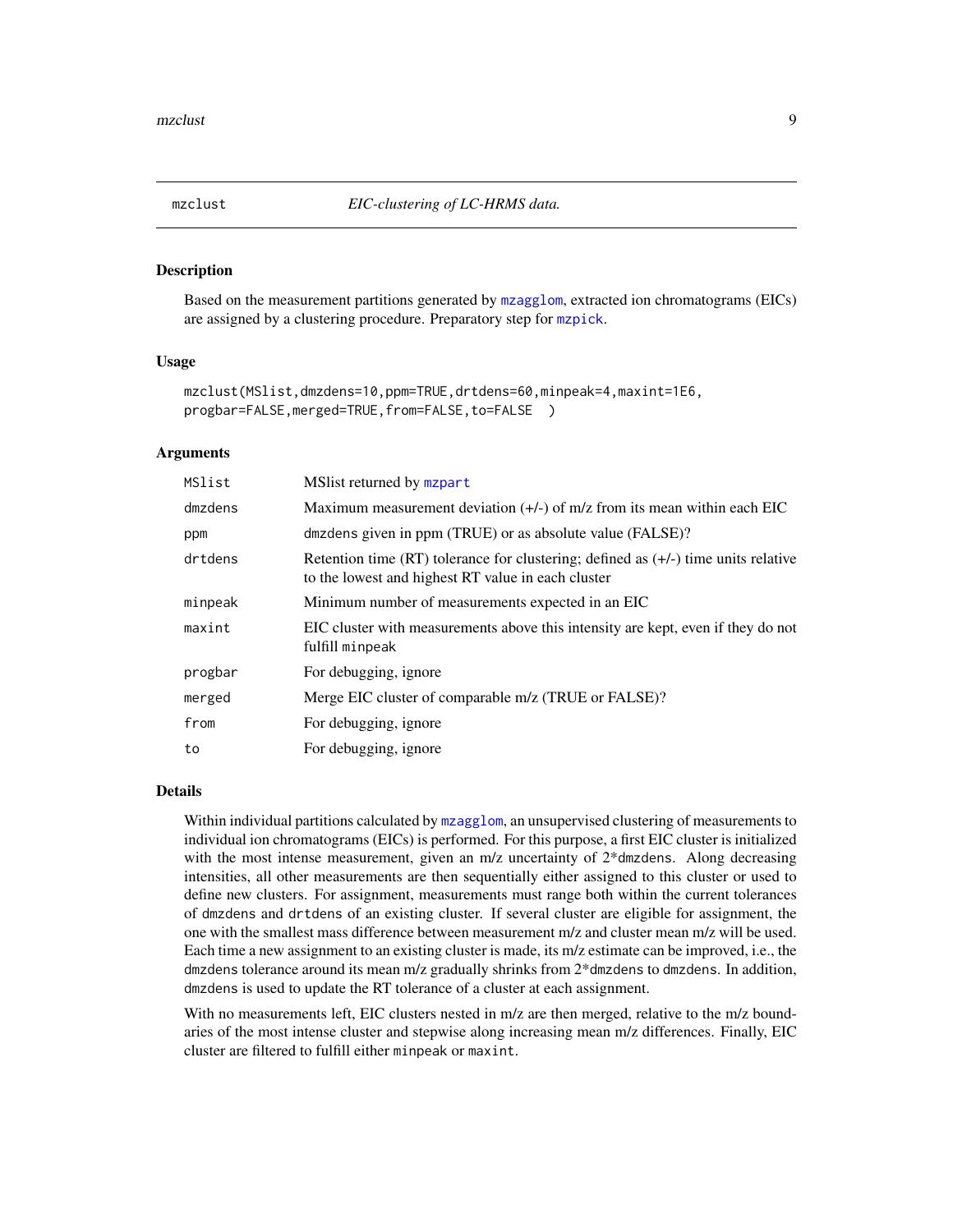# mzclust — *EIC-clustering of LC-HRMS data.*

## Description

Based on the measurement partitions generated by mzagglom, extracted ion chromatograms (EICs) are assigned by a clustering procedure. Preparatory step for mzpick.

## Usage

```
mzclust(MSlist,dmzdens=10,ppm=TRUE,drtdens=60,minpeak=4,maxint=1E6,
progbar=FALSE,merged=TRUE,from=FALSE,to=FALSE  )
```

## Arguments

| | |
|---|---|
| MSlist | MSlist returned by mzpart |
| dmzdens | Maximum measurement deviation (+/-) of m/z from its mean within each EIC |
| ppm | dmzdens given in ppm (TRUE) or as absolute value (FALSE)? |
| drtdens | Retention time (RT) tolerance for clustering; defined as (+/-) time units relative to the lowest and highest RT value in each cluster |
| minpeak | Minimum number of measurements expected in an EIC |
| maxint | EIC cluster with measurements above this intensity are kept, even if they do not fulfill minpeak |
| progbar | For debugging, ignore |
| merged | Merge EIC cluster of comparable m/z (TRUE or FALSE)? |
| from | For debugging, ignore |
| to | For debugging, ignore |

## Details

Within individual partitions calculated by mzagglom, an unsupervised clustering of measurements to individual ion chromatograms (EICs) is performed. For this purpose, a first EIC cluster is initialized with the most intense measurement, given an m/z uncertainty of 2*dmzdens. Along decreasing intensities, all other measurements are then sequentially either assigned to this cluster or used to define new clusters. For assignment, measurements must range both within the current tolerances of dmzdens and drtdens of an existing cluster. If several cluster are eligible for assignment, the one with the smallest mass difference between measurement m/z and cluster mean m/z will be used. Each time a new assignment to an existing cluster is made, its m/z estimate can be improved, i.e., the dmzdens tolerance around its mean m/z gradually shrinks from 2*dmzdens to dmzdens. In addition, dmzdens is used to update the RT tolerance of a cluster at each assignment.

With no measurements left, EIC clusters nested in m/z are then merged, relative to the m/z boundaries of the most intense cluster and stepwise along increasing mean m/z differences. Finally, EIC cluster are filtered to fulfill either minpeak or maxint.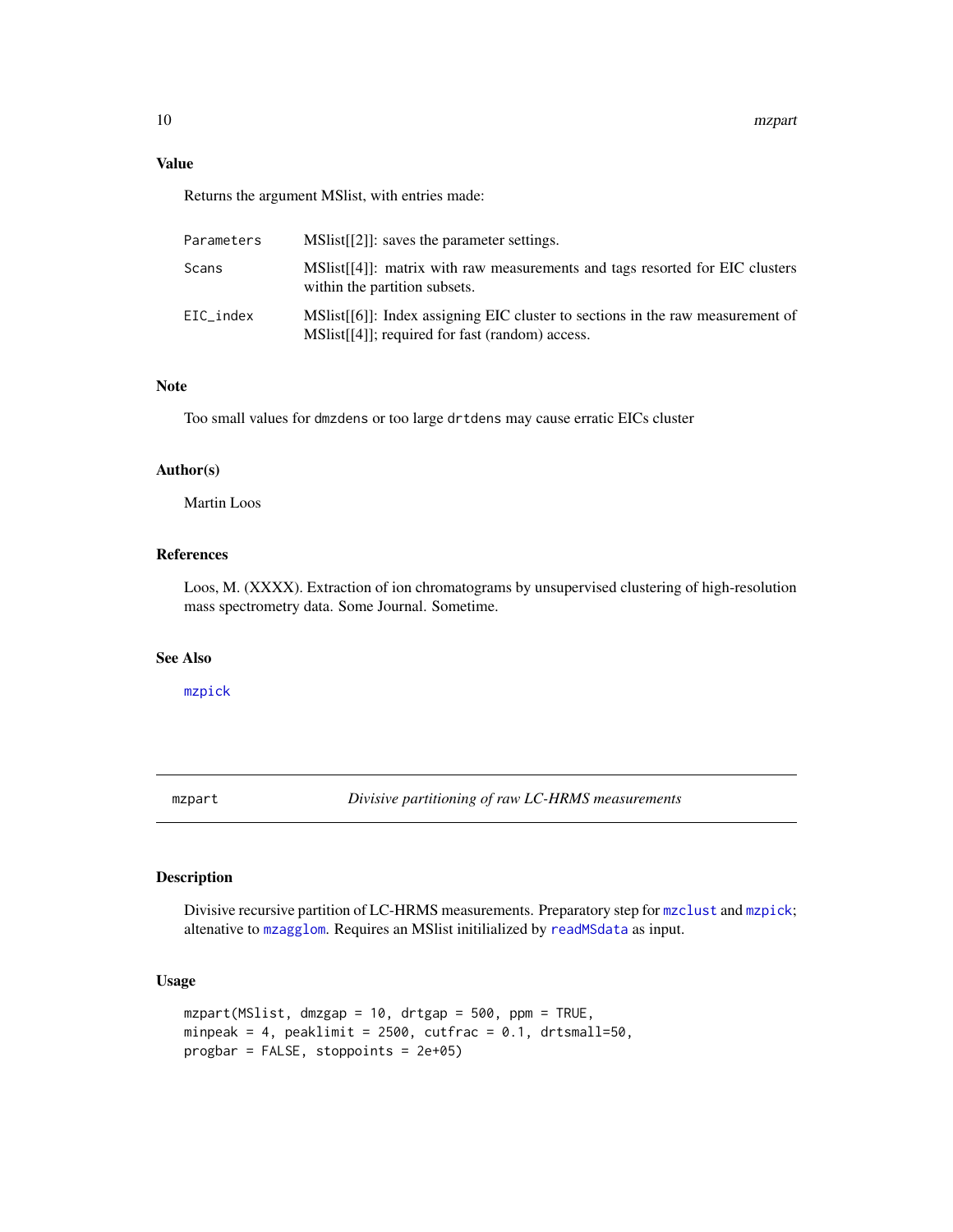### Value

Returns the argument MSlist, with entries made:

| | |
|---|---|
| `Parameters` | MSlist[[2]]: saves the parameter settings. |
| `Scans` | MSlist[[4]]: matrix with raw measurements and tags resorted for EIC clusters within the partition subsets. |
| `EIC_index` | MSlist[[6]]: Index assigning EIC cluster to sections in the raw measurement of MSlist[[4]]; required for fast (random) access. |

### Note

Too small values for `dmzdens` or too large `drtdens` may cause erratic EICs cluster

### Author(s)

Martin Loos

### References

Loos, M. (XXXX). Extraction of ion chromatograms by unsupervised clustering of high-resolution mass spectrometry data. Some Journal. Sometime.

### See Also

`mzpick`

---

## mzpart — *Divisive partitioning of raw LC-HRMS measurements*

---

### Description

Divisive recursive partition of LC-HRMS measurements. Preparatory step for `mzclust` and `mzpick`; altenative to `mzagglom`. Requires an MSlist initilialized by `readMSdata` as input.

### Usage

```
mzpart(MSlist, dmzgap = 10, drtgap = 500, ppm = TRUE,
minpeak = 4, peaklimit = 2500, cutfrac = 0.1, drtsmall=50,
progbar = FALSE, stoppoints = 2e+05)
```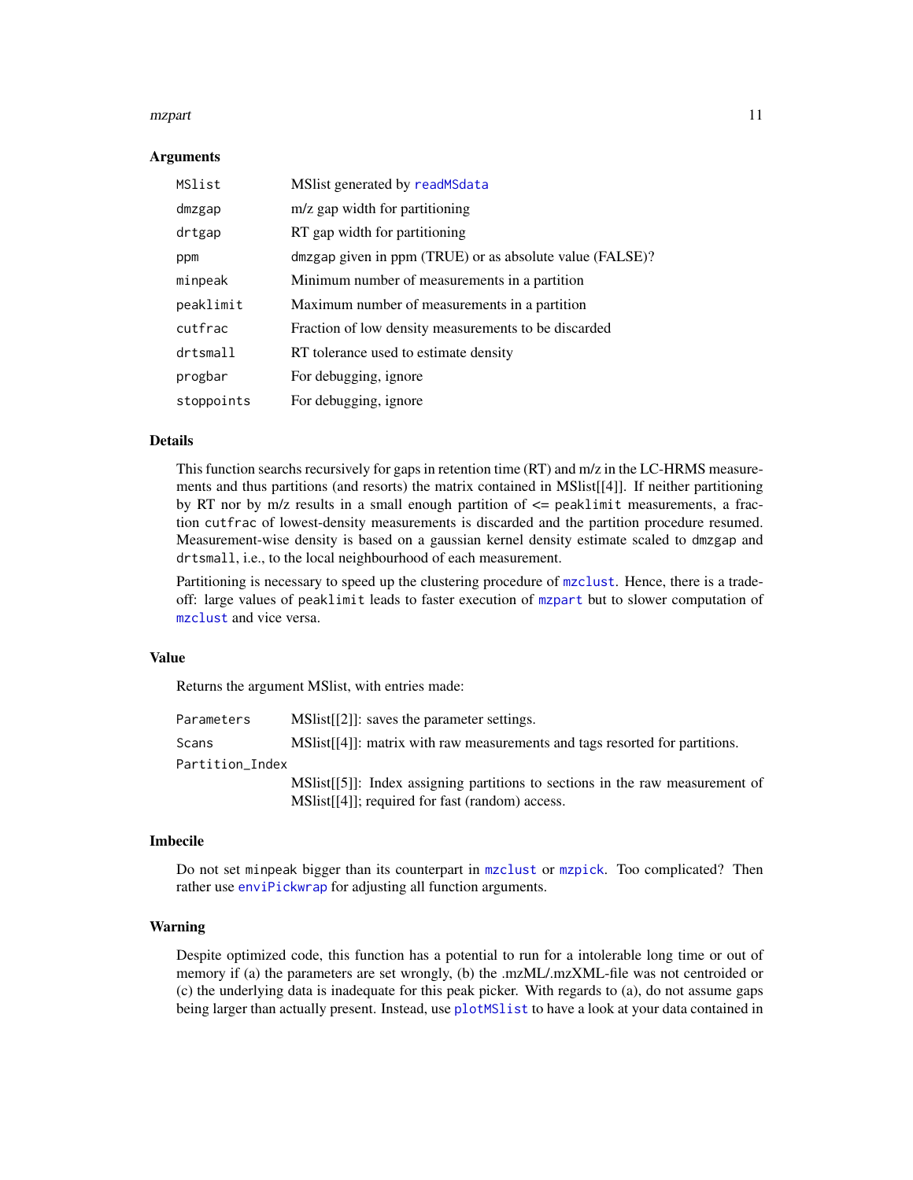### Arguments

| | |
|---|---|
| `MSlist` | MSlist generated by `readMSdata` |
| `dmzgap` | m/z gap width for partitioning |
| `drtgap` | RT gap width for partitioning |
| `ppm` | `dmzgap` given in ppm (TRUE) or as absolute value (FALSE)? |
| `minpeak` | Minimum number of measurements in a partition |
| `peaklimit` | Maximum number of measurements in a partition |
| `cutfrac` | Fraction of low density measurements to be discarded |
| `drtsmall` | RT tolerance used to estimate density |
| `progbar` | For debugging, ignore |
| `stoppoints` | For debugging, ignore |

### Details

This function searchs recursively for gaps in retention time (RT) and m/z in the LC-HRMS measurements and thus partitions (and resorts) the matrix contained in MSlist[[4]]. If neither partitioning by RT nor by m/z results in a small enough partition of <= `peaklimit` measurements, a fraction `cutfrac` of lowest-density measurements is discarded and the partition procedure resumed. Measurement-wise density is based on a gaussian kernel density estimate scaled to `dmzgap` and `drtsmall`, i.e., to the local neighbourhood of each measurement.

Partitioning is necessary to speed up the clustering procedure of `mzclust`. Hence, there is a tradeoff: large values of `peaklimit` leads to faster execution of `mzpart` but to slower computation of `mzclust` and vice versa.

### Value

Returns the argument MSlist, with entries made:

| | |
|---|---|
| `Parameters` | MSlist[[2]]: saves the parameter settings. |
| `Scans` | MSlist[[4]]: matrix with raw measurements and tags resorted for partitions. |
| `Partition_Index` | MSlist[[5]]: Index assigning partitions to sections in the raw measurement of MSlist[[4]]; required for fast (random) access. |

### Imbecile

Do not set `minpeak` bigger than its counterpart in `mzclust` or `mzpick`. Too complicated? Then rather use `enviPickwrap` for adjusting all function arguments.

### Warning

Despite optimized code, this function has a potential to run for a intolerable long time or out of memory if (a) the parameters are set wrongly, (b) the .mzML/.mzXML-file was not centroided or (c) the underlying data is inadequate for this peak picker. With regards to (a), do not assume gaps being larger than actually present. Instead, use `plotMSlist` to have a look at your data contained in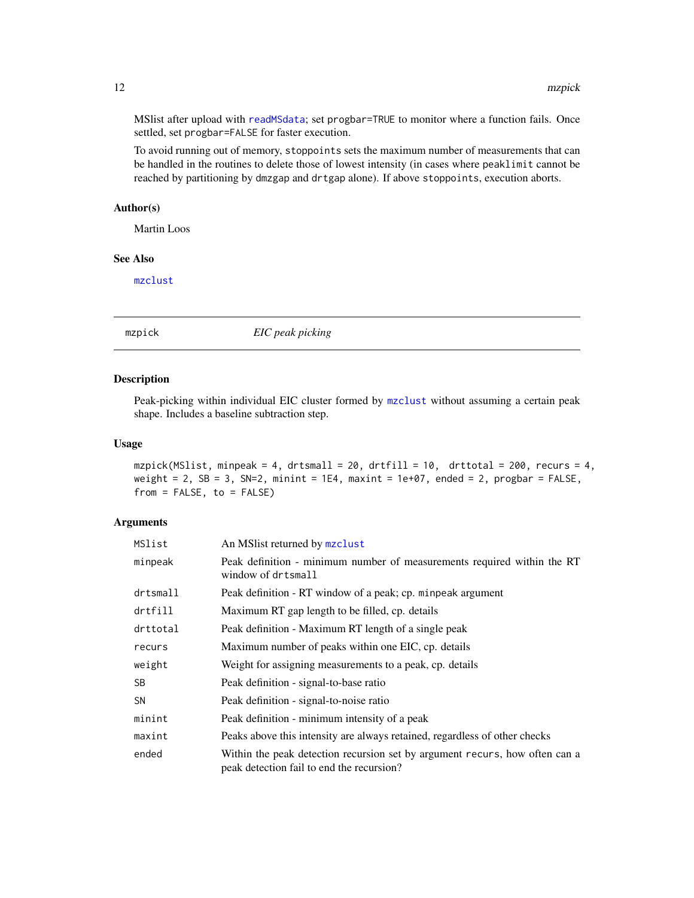MSlist after upload with readMSdata; set progbar=TRUE to monitor where a function fails. Once settled, set progbar=FALSE for faster execution.

To avoid running out of memory, stoppoints sets the maximum number of measurements that can be handled in the routines to delete those of lowest intensity (in cases where peaklimit cannot be reached by partitioning by dmzgap and drtgap alone). If above stoppoints, execution aborts.

### Author(s)

Martin Loos

### See Also

mzclust

---

## mzpick — *EIC peak picking*

---

### Description

Peak-picking within individual EIC cluster formed by mzclust without assuming a certain peak shape. Includes a baseline subtraction step.

### Usage

```
mzpick(MSlist, minpeak = 4, drtsmall = 20, drtfill = 10,  drttotal = 200, recurs = 4,
weight = 2, SB = 3, SN=2, minint = 1E4, maxint = 1e+07, ended = 2, progbar = FALSE,
from = FALSE, to = FALSE)
```

### Arguments

| | |
|---|---|
| MSlist | An MSlist returned by mzclust |
| minpeak | Peak definition - minimum number of measurements required within the RT window of drtsmall |
| drtsmall | Peak definition - RT window of a peak; cp. minpeak argument |
| drtfill | Maximum RT gap length to be filled, cp. details |
| drttotal | Peak definition - Maximum RT length of a single peak |
| recurs | Maximum number of peaks within one EIC, cp. details |
| weight | Weight for assigning measurements to a peak, cp. details |
| SB | Peak definition - signal-to-base ratio |
| SN | Peak definition - signal-to-noise ratio |
| minint | Peak definition - minimum intensity of a peak |
| maxint | Peaks above this intensity are always retained, regardless of other checks |
| ended | Within the peak detection recursion set by argument recurs, how often can a peak detection fail to end the recursion? |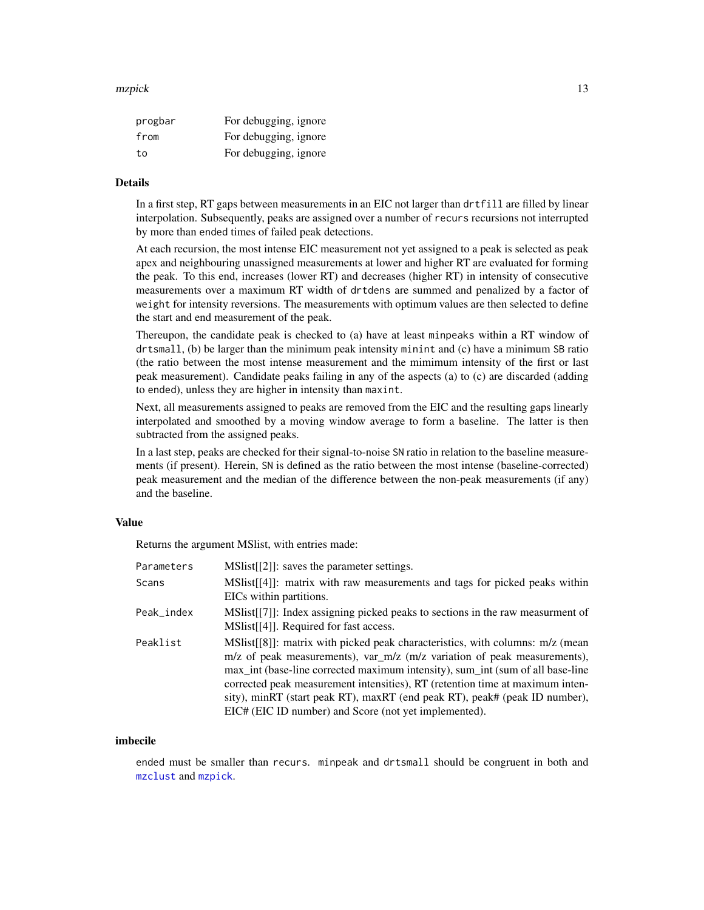| | |
|---|---|
| `progbar` | For debugging, ignore |
| `from` | For debugging, ignore |
| `to` | For debugging, ignore |

### Details

In a first step, RT gaps between measurements in an EIC not larger than `drtfill` are filled by linear interpolation. Subsequently, peaks are assigned over a number of `recurs` recursions not interrupted by more than `ended` times of failed peak detections.

At each recursion, the most intense EIC measurement not yet assigned to a peak is selected as peak apex and neighbouring unassigned measurements at lower and higher RT are evaluated for forming the peak. To this end, increases (lower RT) and decreases (higher RT) in intensity of consecutive measurements over a maximum RT width of `drtdens` are summed and penalized by a factor of `weight` for intensity reversions. The measurements with optimum values are then selected to define the start and end measurement of the peak.

Thereupon, the candidate peak is checked to (a) have at least `minpeaks` within a RT window of `drtsmall`, (b) be larger than the minimum peak intensity `minint` and (c) have a minimum `SB` ratio (the ratio between the most intense measurement and the mimimum intensity of the first or last peak measurement). Candidate peaks failing in any of the aspects (a) to (c) are discarded (adding to `ended`), unless they are higher in intensity than `maxint`.

Next, all measurements assigned to peaks are removed from the EIC and the resulting gaps linearly interpolated and smoothed by a moving window average to form a baseline. The latter is then subtracted from the assigned peaks.

In a last step, peaks are checked for their signal-to-noise `SN` ratio in relation to the baseline measurements (if present). Herein, `SN` is defined as the ratio between the most intense (baseline-corrected) peak measurement and the median of the difference between the non-peak measurements (if any) and the baseline.

### Value

Returns the argument MSlist, with entries made:

| | |
|---|---|
| `Parameters` | MSlist[[2]]: saves the parameter settings. |
| `Scans` | MSlist[[4]]: matrix with raw measurements and tags for picked peaks within EICs within partitions. |
| `Peak_index` | MSlist[[7]]: Index assigning picked peaks to sections in the raw measurment of MSlist[[4]]. Required for fast access. |
| `Peaklist` | MSlist[[8]]: matrix with picked peak characteristics, with columns: m/z (mean m/z of peak measurements), var_m/z (m/z variation of peak measurements), max_int (base-line corrected maximum intensity), sum_int (sum of all base-line corrected peak measurement intensities), RT (retention time at maximum intensity), minRT (start peak RT), maxRT (end peak RT), peak# (peak ID number), EIC# (EIC ID number) and Score (not yet implemented). |

### imbecile

`ended` must be smaller than `recurs`. `minpeak` and `drtsmall` should be congruent in both and `mzclust` and `mzpick`.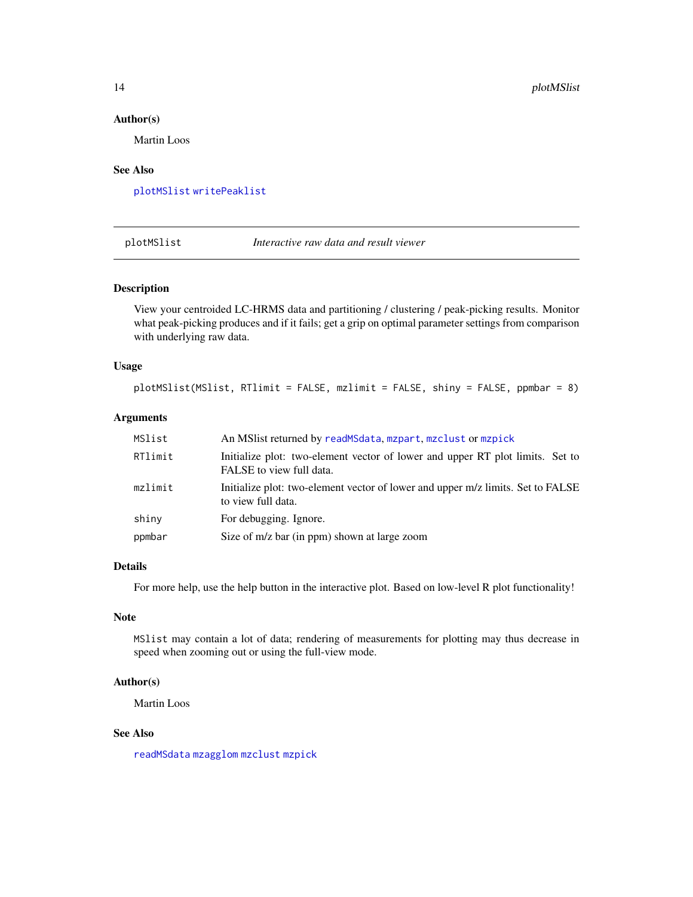### Author(s)

Martin Loos

### See Also

`plotMSlist` `writePeaklist`

---

## plotMSlist — *Interactive raw data and result viewer*

---

### Description

View your centroided LC-HRMS data and partitioning / clustering / peak-picking results. Monitor what peak-picking produces and if it fails; get a grip on optimal parameter settings from comparison with underlying raw data.

### Usage

```
plotMSlist(MSlist, RTlimit = FALSE, mzlimit = FALSE, shiny = FALSE, ppmbar = 8)
```

### Arguments

| | |
|---|---|
| `MSlist` | An MSlist returned by `readMSdata`, `mzpart`, `mzclust` or `mzpick` |
| `RTlimit` | Initialize plot: two-element vector of lower and upper RT plot limits. Set to FALSE to view full data. |
| `mzlimit` | Initialize plot: two-element vector of lower and upper m/z limits. Set to FALSE to view full data. |
| `shiny` | For debugging. Ignore. |
| `ppmbar` | Size of m/z bar (in ppm) shown at large zoom |

### Details

For more help, use the help button in the interactive plot. Based on low-level R plot functionality!

### Note

`MSlist` may contain a lot of data; rendering of measurements for plotting may thus decrease in speed when zooming out or using the full-view mode.

### Author(s)

Martin Loos

### See Also

`readMSdata` `mzagglom` `mzclust` `mzpick`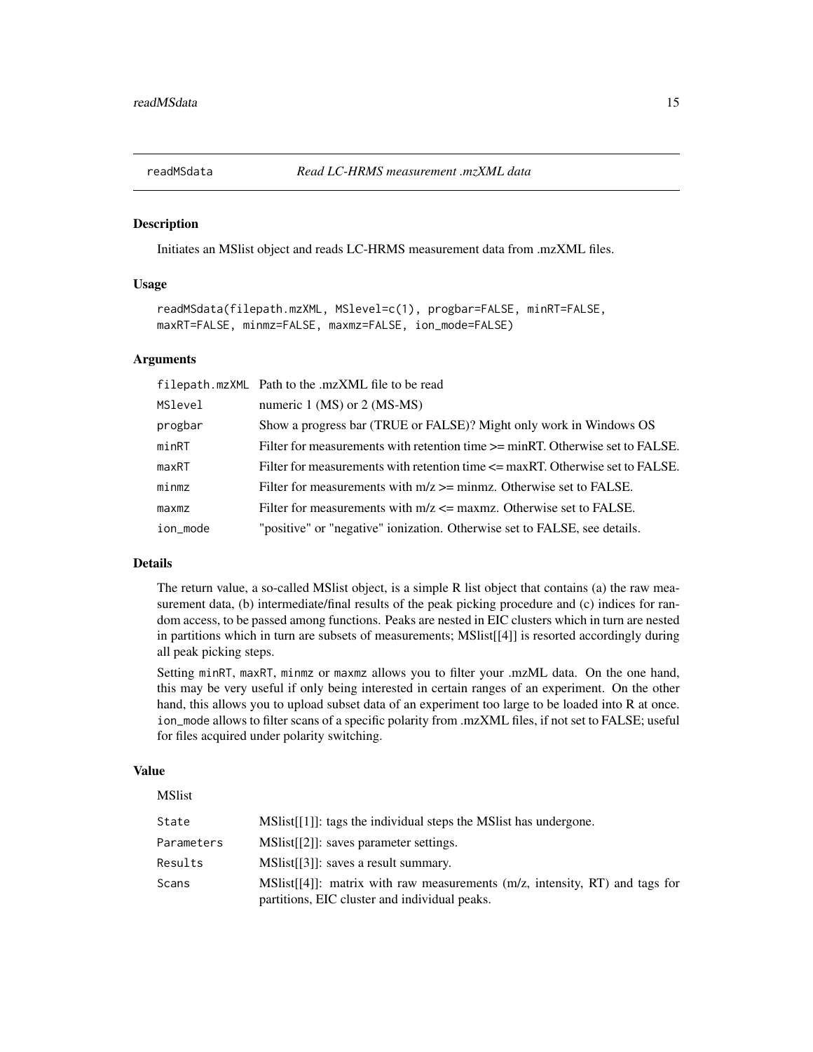## readMSdata — *Read LC-HRMS measurement .mzXML data*

### Description

Initiates an MSlist object and reads LC-HRMS measurement data from .mzXML files.

### Usage

```
readMSdata(filepath.mzXML, MSlevel=c(1), progbar=FALSE, minRT=FALSE,
maxRT=FALSE, minmz=FALSE, maxmz=FALSE, ion_mode=FALSE)
```

### Arguments

| | |
|---|---|
| `filepath.mzXML` | Path to the .mzXML file to be read |
| `MSlevel` | numeric 1 (MS) or 2 (MS-MS) |
| `progbar` | Show a progress bar (TRUE or FALSE)? Might only work in Windows OS |
| `minRT` | Filter for measurements with retention time >= minRT. Otherwise set to FALSE. |
| `maxRT` | Filter for measurements with retention time <= maxRT. Otherwise set to FALSE. |
| `minmz` | Filter for measurements with m/z >= minmz. Otherwise set to FALSE. |
| `maxmz` | Filter for measurements with m/z <= maxmz. Otherwise set to FALSE. |
| `ion_mode` | "positive" or "negative" ionization. Otherwise set to FALSE, see details. |

### Details

The return value, a so-called MSlist object, is a simple R list object that contains (a) the raw measurement data, (b) intermediate/final results of the peak picking procedure and (c) indices for random access, to be passed among functions. Peaks are nested in EIC clusters which in turn are nested in partitions which in turn are subsets of measurements; MSlist[[4]] is resorted accordingly during all peak picking steps.

Setting `minRT`, `maxRT`, `minmz` or `maxmz` allows you to filter your .mzML data. On the one hand, this may be very useful if only being interested in certain ranges of an experiment. On the other hand, this allows you to upload subset data of an experiment too large to be loaded into R at once. `ion_mode` allows to filter scans of a specific polarity from .mzXML files, if not set to FALSE; useful for files acquired under polarity switching.

### Value

MSlist

| | |
|---|---|
| `State` | MSlist[[1]]: tags the individual steps the MSlist has undergone. |
| `Parameters` | MSlist[[2]]: saves parameter settings. |
| `Results` | MSlist[[3]]: saves a result summary. |
| `Scans` | MSlist[[4]]: matrix with raw measurements (m/z, intensity, RT) and tags for partitions, EIC cluster and individual peaks. |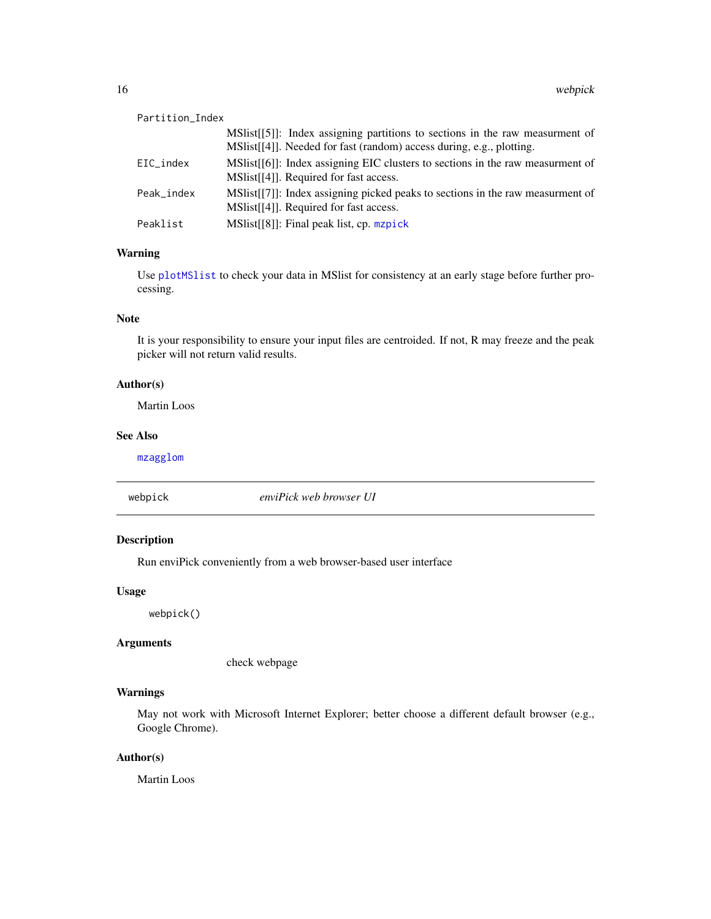Partition_Index
: MSlist[[5]]: Index assigning partitions to sections in the raw measurment of MSlist[[4]]. Needed for fast (random) access during, e.g., plotting.

EIC_index
: MSlist[[6]]: Index assigning EIC clusters to sections in the raw measurment of MSlist[[4]]. Required for fast access.

Peak_index
: MSlist[[7]]: Index assigning picked peaks to sections in the raw measurment of MSlist[[4]]. Required for fast access.

Peaklist
: MSlist[[8]]: Final peak list, cp. `mzpick`

### Warning

Use `plotMSlist` to check your data in MSlist for consistency at an early stage before further processing.

### Note

It is your responsibility to ensure your input files are centroided. If not, R may freeze and the peak picker will not return valid results.

### Author(s)

Martin Loos

### See Also

`mzagglom`

---

## webpick *enviPick web browser UI*

---

### Description

Run enviPick conveniently from a web browser-based user interface

### Usage

```
webpick()
```

### Arguments

check webpage

### Warnings

May not work with Microsoft Internet Explorer; better choose a different default browser (e.g., Google Chrome).

### Author(s)

Martin Loos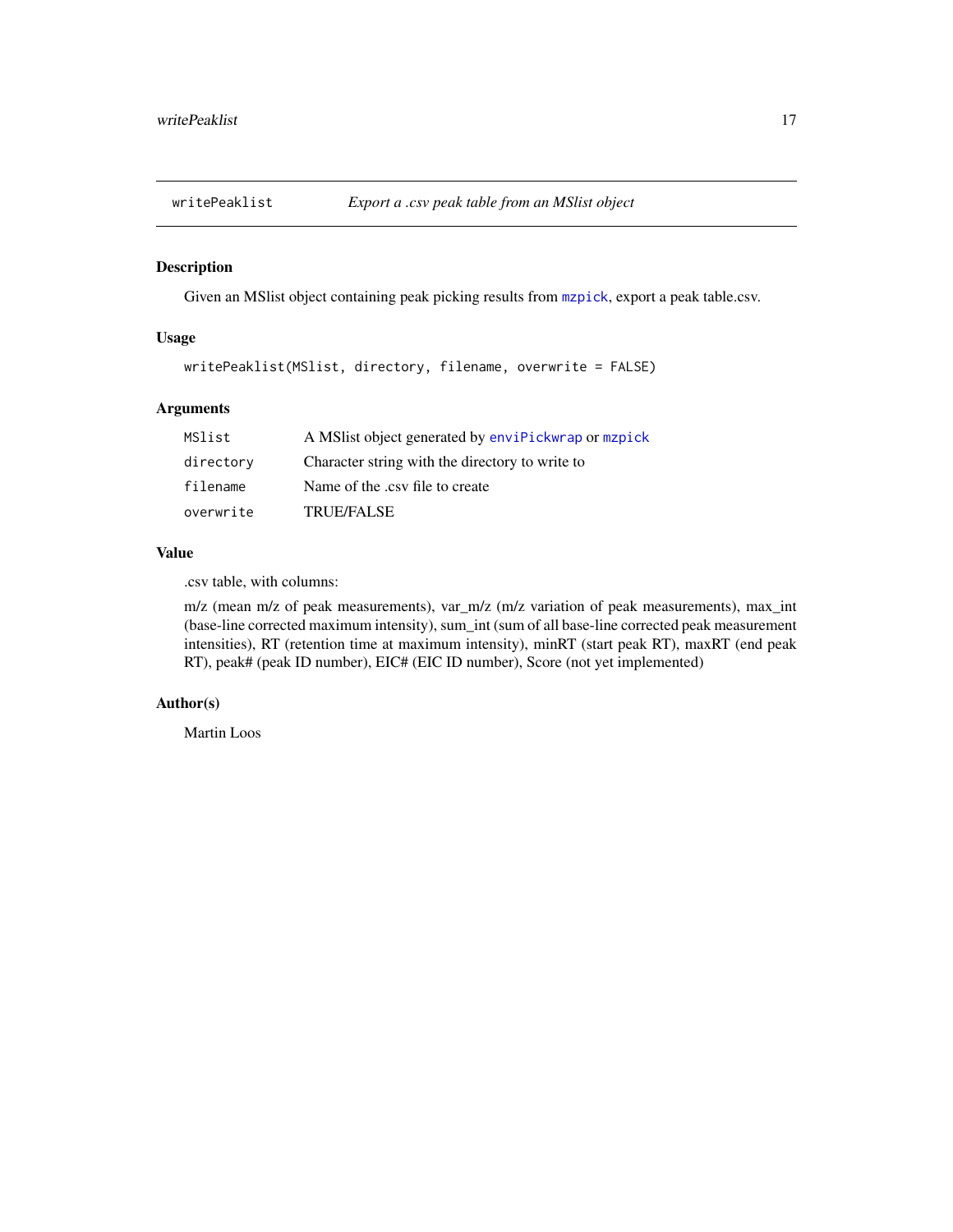## writePeaklist — *Export a .csv peak table from an MSlist object*

### Description

Given an MSlist object containing peak picking results from `mzpick`, export a peak table.csv.

### Usage

```
writePeaklist(MSlist, directory, filename, overwrite = FALSE)
```

### Arguments

| | |
|---|---|
| `MSlist` | A MSlist object generated by `enviPickwrap` or `mzpick` |
| `directory` | Character string with the directory to write to |
| `filename` | Name of the .csv file to create |
| `overwrite` | TRUE/FALSE |

### Value

.csv table, with columns:

m/z (mean m/z of peak measurements), var_m/z (m/z variation of peak measurements), max_int (base-line corrected maximum intensity), sum_int (sum of all base-line corrected peak measurement intensities), RT (retention time at maximum intensity), minRT (start peak RT), maxRT (end peak RT), peak# (peak ID number), EIC# (EIC ID number), Score (not yet implemented)

### Author(s)

Martin Loos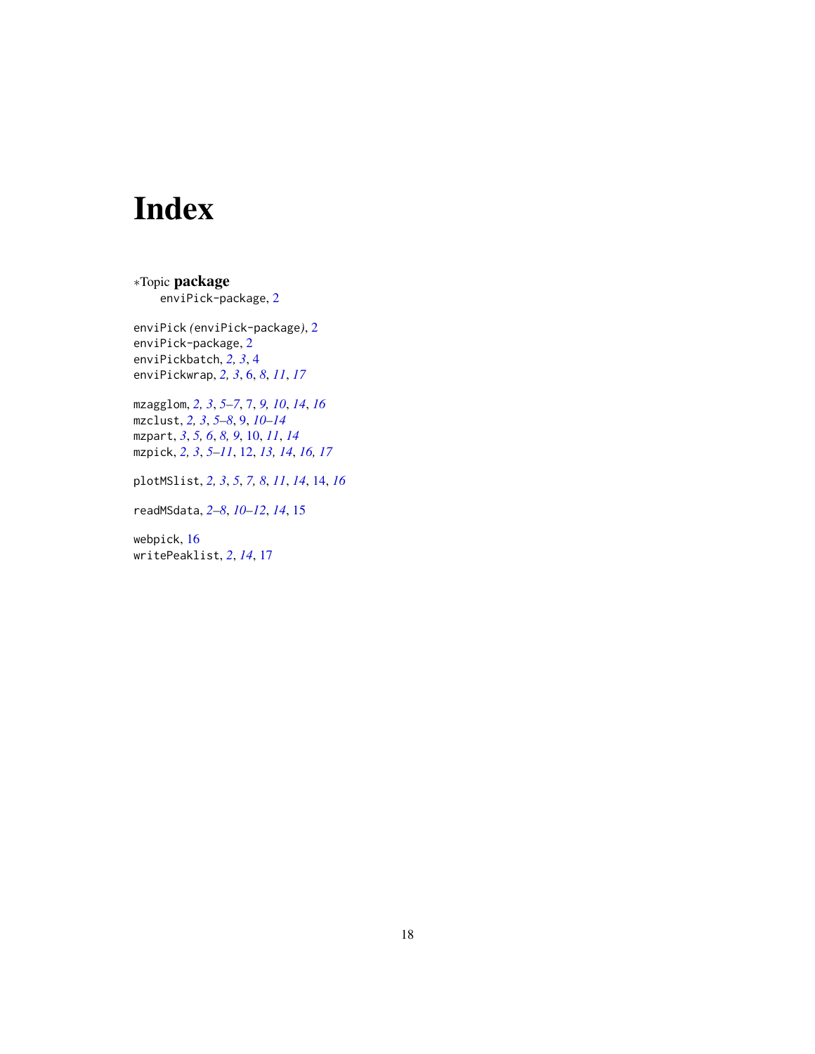# Index

*Topic **package**
    enviPick-package, 2

enviPick *(*enviPick-package*)*, 2
enviPick-package, 2
enviPickbatch, *2, 3*, 4
enviPickwrap, *2, 3*, 6, *8*, *11*, *17*

mzagglom, *2, 3*, *5–7*, 7, *9, 10*, *14*, *16*
mzclust, *2, 3*, *5–8*, 9, *10–14*
mzpart, *3*, *5, 6*, *8, 9*, 10, *11*, *14*
mzpick, *2, 3*, *5–11*, 12, *13, 14*, *16, 17*

plotMSlist, *2, 3*, *5*, *7, 8*, *11*, *14*, 14, *16*

readMSdata, *2–8*, *10–12*, *14*, 15

webpick, 16
writePeaklist, *2*, *14*, 17